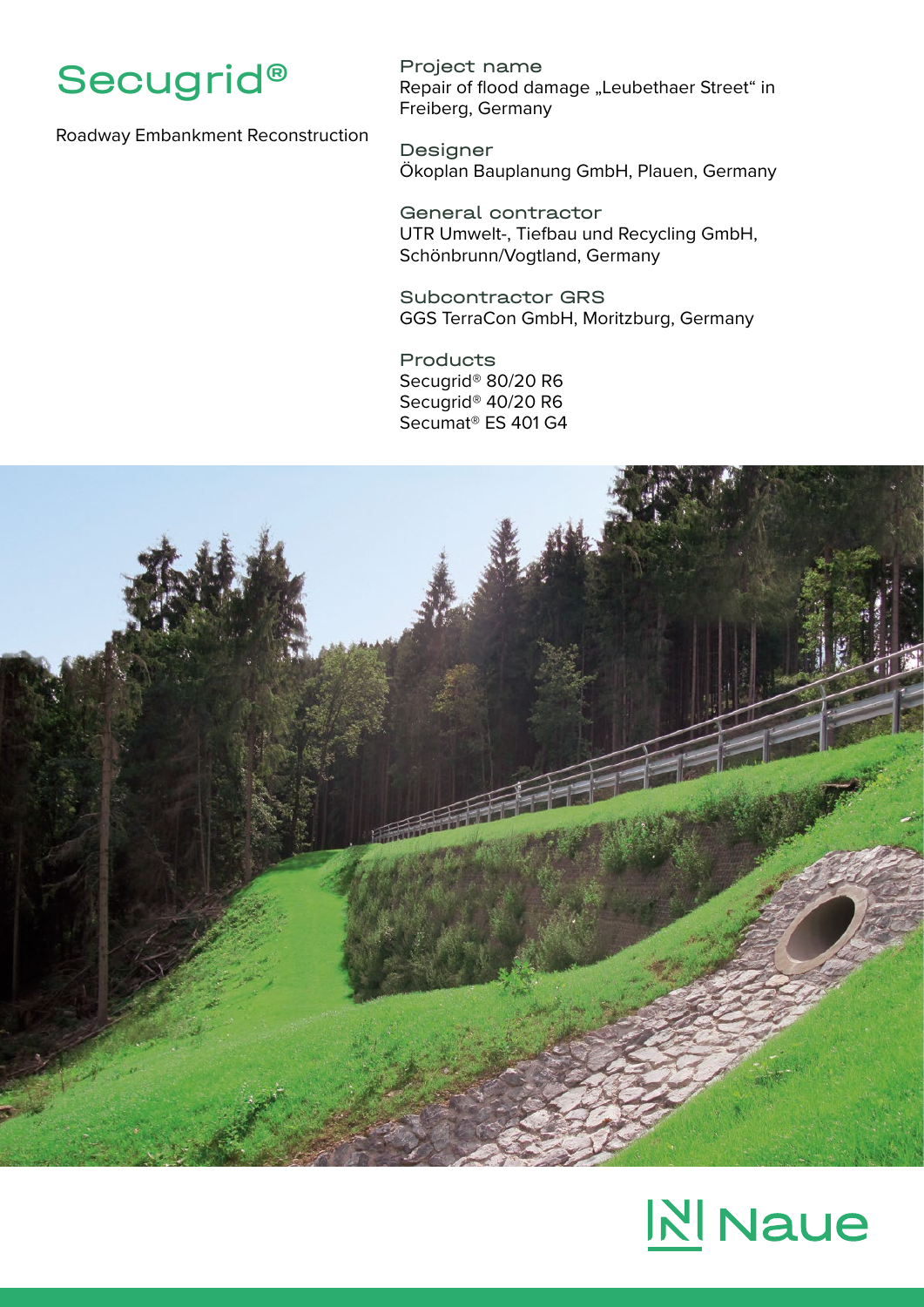# Secugrid®

Roadway Embankment Reconstruction

**Project name**
Repair of flood damage „Leubethaer Street“ in Freiberg, Germany

**Designer**
Ökoplan Bauplanung GmbH, Plauen, Germany

**General contractor**
UTR Umwelt-, Tiefbau und Recycling GmbH, Schönbrunn/Vogtland, Germany

**Subcontractor GRS**
GGS TerraCon GmbH, Moritzburg, Germany

**Products**
Secugrid® 80/20 R6
Secugrid® 40/20 R6
Secumat® ES 401 G4

Naue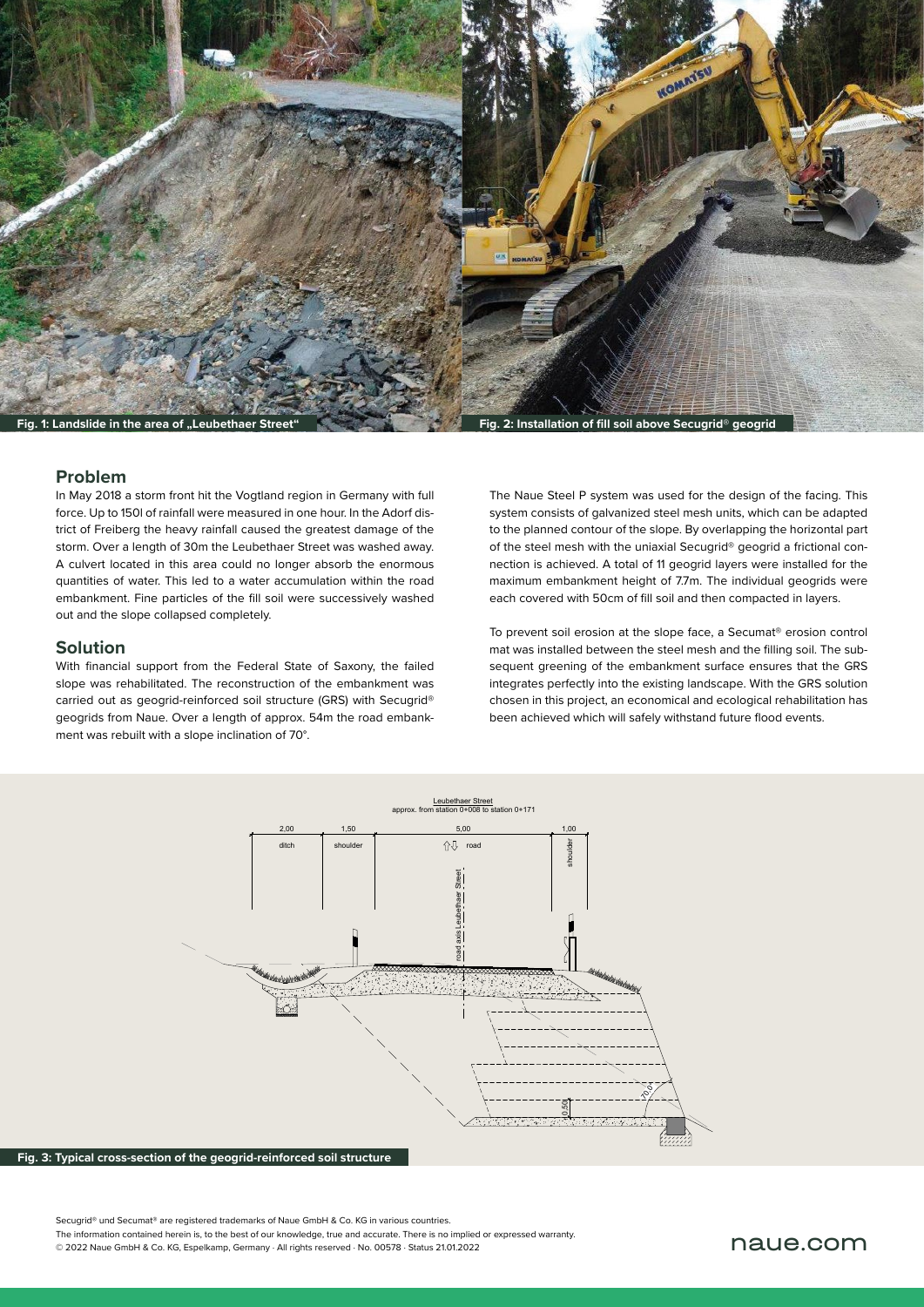Fig. 1: Landslide in the area of „Leubethaer Street“

Fig. 2: Installation of fill soil above Secugrid® geogrid

## Problem

In May 2018 a storm front hit the Vogtland region in Germany with full force. Up to 150l of rainfall were measured in one hour. In the Adorf district of Freiberg the heavy rainfall caused the greatest damage of the storm. Over a length of 30m the Leubethaer Street was washed away. A culvert located in this area could no longer absorb the enormous quantities of water. This led to a water accumulation within the road embankment. Fine particles of the fill soil were successively washed out and the slope collapsed completely.

## Solution

With financial support from the Federal State of Saxony, the failed slope was rehabilitated. The reconstruction of the embankment was carried out as geogrid-reinforced soil structure (GRS) with Secugrid® geogrids from Naue. Over a length of approx. 54m the road embankment was rebuilt with a slope inclination of 70°.

The Naue Steel P system was used for the design of the facing. This system consists of galvanized steel mesh units, which can be adapted to the planned contour of the slope. By overlapping the horizontal part of the steel mesh with the uniaxial Secugrid® geogrid a frictional connection is achieved. A total of 11 geogrid layers were installed for the maximum embankment height of 7.7m. The individual geogrids were each covered with 50cm of fill soil and then compacted in layers.

To prevent soil erosion at the slope face, a Secumat® erosion control mat was installed between the steel mesh and the filling soil. The subsequent greening of the embankment surface ensures that the GRS integrates perfectly into the existing landscape. With the GRS solution chosen in this project, an economical and ecological rehabilitation has been achieved which will safely withstand future flood events.

Leubethaer Street
approx. from station 0+008 to station 0+171

2,00 ditch
1,50 shoulder
5,00 road
1,00 shoulder
road axis Leubethaer Street
0,50
70,0

Fig. 3: Typical cross-section of the geogrid-reinforced soil structure

Secugrid® und Secumat® are registered trademarks of Naue GmbH & Co. KG in various countries.
The information contained herein is, to the best of our knowledge, true and accurate. There is no implied or expressed warranty.
© 2022 Naue GmbH & Co. KG, Espelkamp, Germany · All rights reserved · No. 00578 · Status 21.01.2022

naue.com